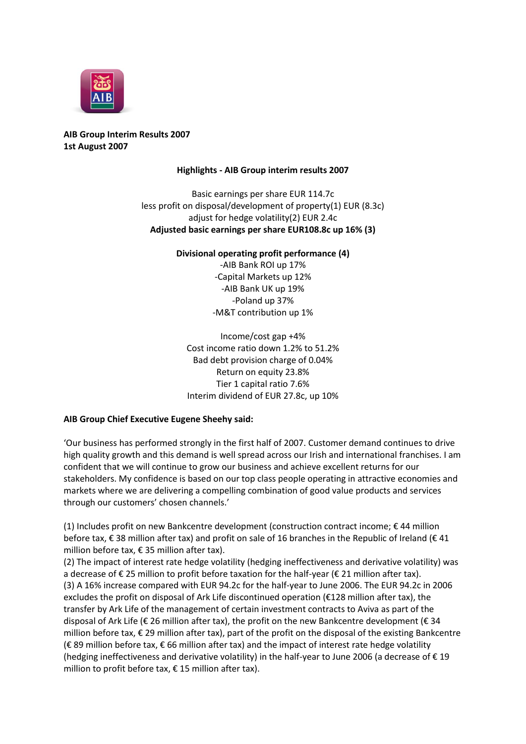**AIB Group Interim Results 2007**
**1st August 2007**

**Highlights - AIB Group interim results 2007**

Basic earnings per share EUR 114.7c
less profit on disposal/development of property(1) EUR (8.3c)
adjust for hedge volatility(2) EUR 2.4c
**Adjusted basic earnings per share EUR108.8c up 16% (3)**

**Divisional operating profit performance (4)**

-AIB Bank ROI up 17%
-Capital Markets up 12%
-AIB Bank UK up 19%
-Poland up 37%
-M&T contribution up 1%

Income/cost gap +4%
Cost income ratio down 1.2% to 51.2%
Bad debt provision charge of 0.04%
Return on equity 23.8%
Tier 1 capital ratio 7.6%
Interim dividend of EUR 27.8c, up 10%

**AIB Group Chief Executive Eugene Sheehy said:**

'Our business has performed strongly in the first half of 2007. Customer demand continues to drive high quality growth and this demand is well spread across our Irish and international franchises. I am confident that we will continue to grow our business and achieve excellent returns for our stakeholders. My confidence is based on our top class people operating in attractive economies and markets where we are delivering a compelling combination of good value products and services through our customers' chosen channels.'

(1) Includes profit on new Bankcentre development (construction contract income; € 44 million before tax, € 38 million after tax) and profit on sale of 16 branches in the Republic of Ireland (€ 41 million before tax, € 35 million after tax).
(2) The impact of interest rate hedge volatility (hedging ineffectiveness and derivative volatility) was a decrease of € 25 million to profit before taxation for the half-year (€ 21 million after tax).
(3) A 16% increase compared with EUR 94.2c for the half-year to June 2006. The EUR 94.2c in 2006 excludes the profit on disposal of Ark Life discontinued operation (€128 million after tax), the transfer by Ark Life of the management of certain investment contracts to Aviva as part of the disposal of Ark Life (€ 26 million after tax), the profit on the new Bankcentre development (€ 34 million before tax, € 29 million after tax), part of the profit on the disposal of the existing Bankcentre (€ 89 million before tax, € 66 million after tax) and the impact of interest rate hedge volatility (hedging ineffectiveness and derivative volatility) in the half-year to June 2006 (a decrease of € 19 million to profit before tax, € 15 million after tax).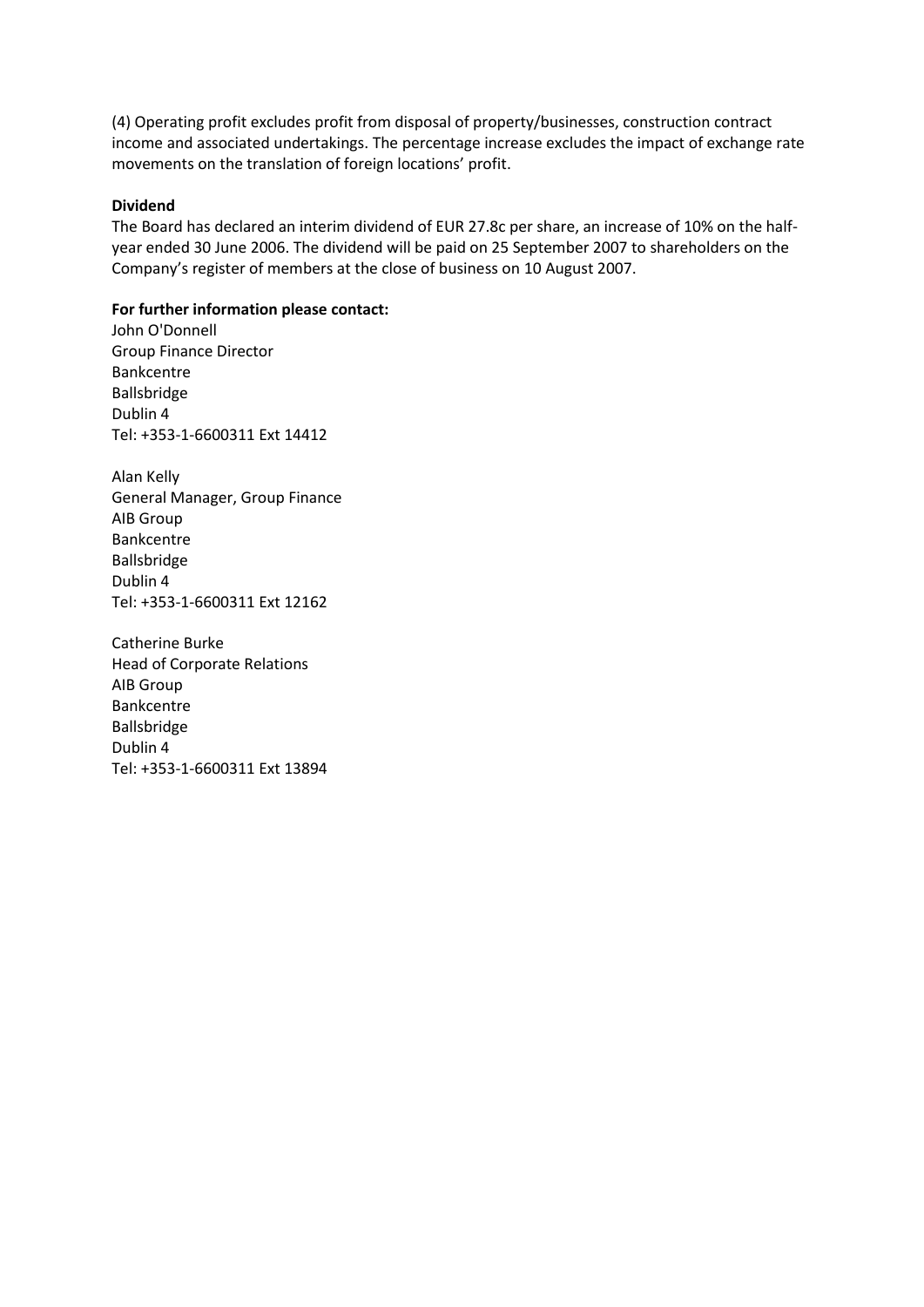(4) Operating profit excludes profit from disposal of property/businesses, construction contract income and associated undertakings. The percentage increase excludes the impact of exchange rate movements on the translation of foreign locations' profit.

**Dividend**

The Board has declared an interim dividend of EUR 27.8c per share, an increase of 10% on the half-year ended 30 June 2006. The dividend will be paid on 25 September 2007 to shareholders on the Company's register of members at the close of business on 10 August 2007.

**For further information please contact:**

John O'Donnell
Group Finance Director
Bankcentre
Ballsbridge
Dublin 4
Tel: +353-1-6600311 Ext 14412

Alan Kelly
General Manager, Group Finance
AIB Group
Bankcentre
Ballsbridge
Dublin 4
Tel: +353-1-6600311 Ext 12162

Catherine Burke
Head of Corporate Relations
AIB Group
Bankcentre
Ballsbridge
Dublin 4
Tel: +353-1-6600311 Ext 13894